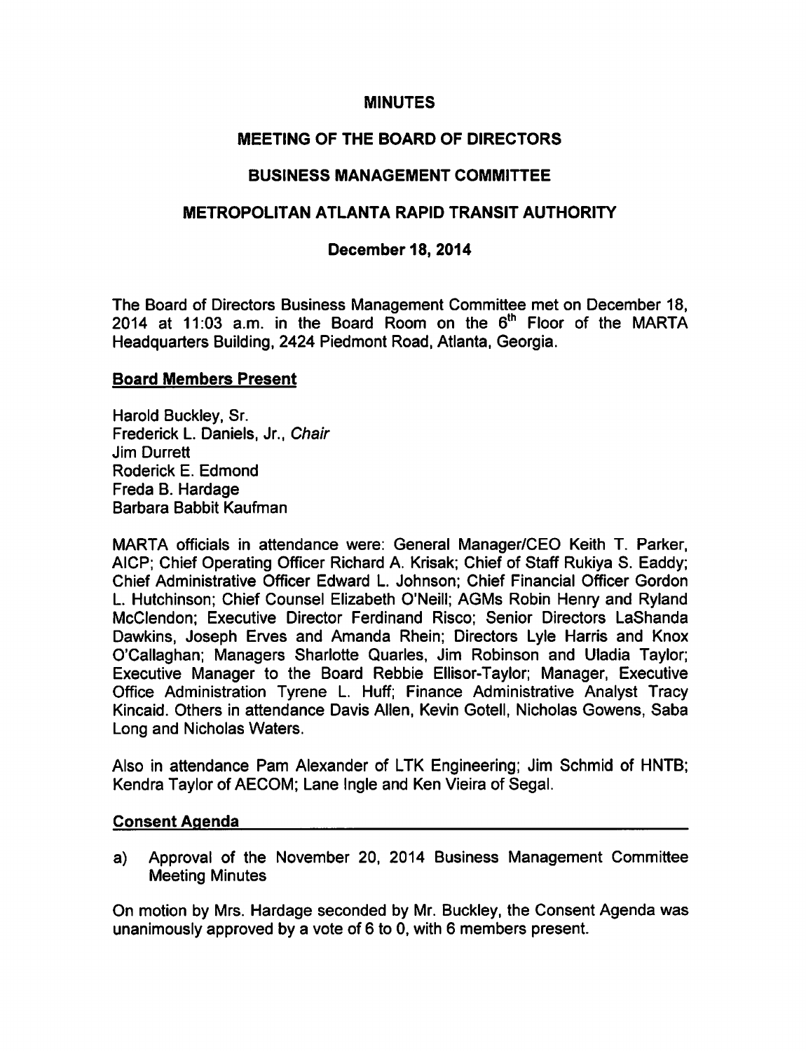# MINUTES

## MEETING OF THE BOARD OF DIRECTORS

## BUSINESS MANAGEMENT COMMITTEE

## METROPOLITAN ATLANTA RAPID TRANSIT AUTHORITY

### December 18, 2014

The Board of Directors Business Management Committee met on December 18, 2014 at 11:03 a.m. in the Board Room on the 6th Floor of the MARTA Headquarters Building, 2424 Piedmont Road, Atlanta, Georgia.

**Board Members Present**

Harold Buckley, Sr.
Frederick L. Daniels, Jr., *Chair*
Jim Durrett
Roderick E. Edmond
Freda B. Hardage
Barbara Babbit Kaufman

MARTA officials in attendance were: General Manager/CEO Keith T. Parker, AICP; Chief Operating Officer Richard A. Krisak; Chief of Staff Rukiya S. Eaddy; Chief Administrative Officer Edward L. Johnson; Chief Financial Officer Gordon L. Hutchinson; Chief Counsel Elizabeth O'Neill; AGMs Robin Henry and Ryland McClendon; Executive Director Ferdinand Risco; Senior Directors LaShanda Dawkins, Joseph Erves and Amanda Rhein; Directors Lyle Harris and Knox O'Callaghan; Managers Sharlotte Quarles, Jim Robinson and Uladia Taylor; Executive Manager to the Board Rebbie Ellisor-Taylor; Manager, Executive Office Administration Tyrene L. Huff; Finance Administrative Analyst Tracy Kincaid. Others in attendance Davis Allen, Kevin Gotell, Nicholas Gowens, Saba Long and Nicholas Waters.

Also in attendance Pam Alexander of LTK Engineering; Jim Schmid of HNTB; Kendra Taylor of AECOM; Lane Ingle and Ken Vieira of Segal.

**Consent Agenda**

a) Approval of the November 20, 2014 Business Management Committee Meeting Minutes

On motion by Mrs. Hardage seconded by Mr. Buckley, the Consent Agenda was unanimously approved by a vote of 6 to 0, with 6 members present.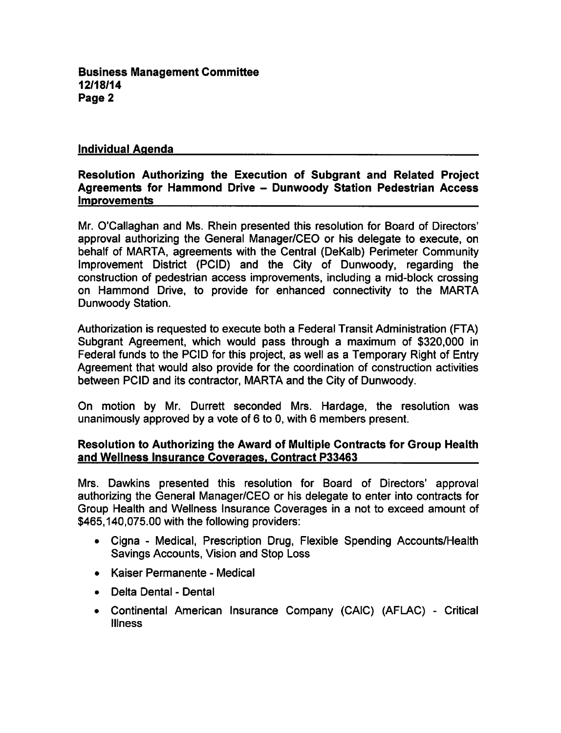## Individual Agenda

### Resolution Authorizing the Execution of Subgrant and Related Project Agreements for Hammond Drive – Dunwoody Station Pedestrian Access Improvements

Mr. O'Callaghan and Ms. Rhein presented this resolution for Board of Directors' approval authorizing the General Manager/CEO or his delegate to execute, on behalf of MARTA, agreements with the Central (DeKalb) Perimeter Community Improvement District (PCID) and the City of Dunwoody, regarding the construction of pedestrian access improvements, including a mid-block crossing on Hammond Drive, to provide for enhanced connectivity to the MARTA Dunwoody Station.

Authorization is requested to execute both a Federal Transit Administration (FTA) Subgrant Agreement, which would pass through a maximum of $320,000 in Federal funds to the PCID for this project, as well as a Temporary Right of Entry Agreement that would also provide for the coordination of construction activities between PCID and its contractor, MARTA and the City of Dunwoody.

On motion by Mr. Durrett seconded Mrs. Hardage, the resolution was unanimously approved by a vote of 6 to 0, with 6 members present.

### Resolution to Authorizing the Award of Multiple Contracts for Group Health and Wellness Insurance Coverages, Contract P33463

Mrs. Dawkins presented this resolution for Board of Directors' approval authorizing the General Manager/CEO or his delegate to enter into contracts for Group Health and Wellness Insurance Coverages in a not to exceed amount of $465,140,075.00 with the following providers:

- Cigna - Medical, Prescription Drug, Flexible Spending Accounts/Health Savings Accounts, Vision and Stop Loss
- Kaiser Permanente - Medical
- Delta Dental - Dental
- Continental American Insurance Company (CAIC) (AFLAC) - Critical Illness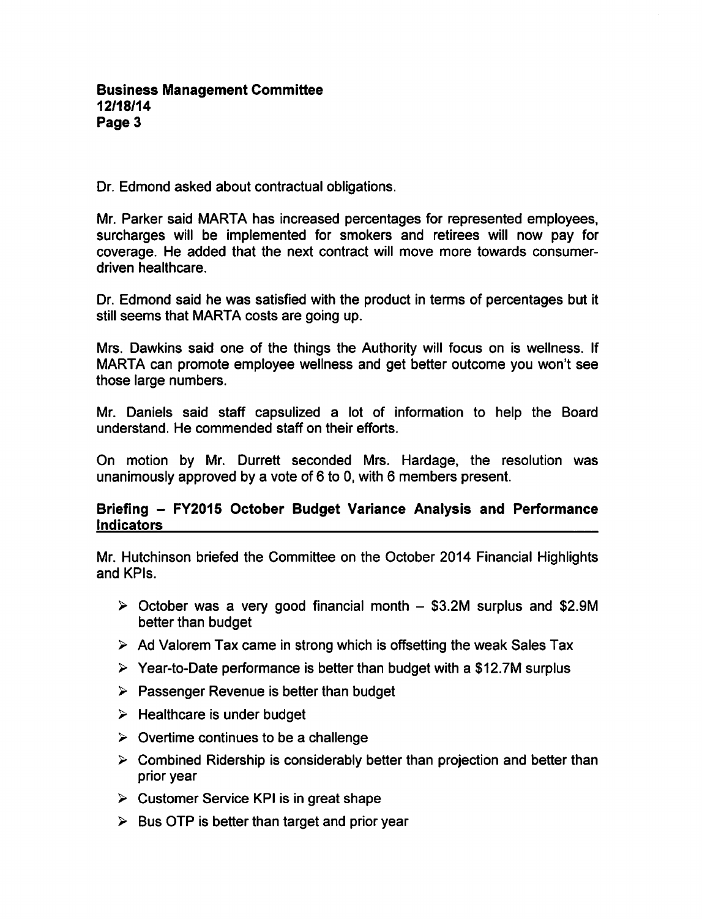Dr. Edmond asked about contractual obligations.

Mr. Parker said MARTA has increased percentages for represented employees, surcharges will be implemented for smokers and retirees will now pay for coverage. He added that the next contract will move more towards consumer-driven healthcare.

Dr. Edmond said he was satisfied with the product in terms of percentages but it still seems that MARTA costs are going up.

Mrs. Dawkins said one of the things the Authority will focus on is wellness. If MARTA can promote employee wellness and get better outcome you won't see those large numbers.

Mr. Daniels said staff capsulized a lot of information to help the Board understand. He commended staff on their efforts.

On motion by Mr. Durrett seconded Mrs. Hardage, the resolution was unanimously approved by a vote of 6 to 0, with 6 members present.

## Briefing – FY2015 October Budget Variance Analysis and Performance Indicators

Mr. Hutchinson briefed the Committee on the October 2014 Financial Highlights and KPIs.

- October was a very good financial month – \$3.2M surplus and \$2.9M better than budget
- Ad Valorem Tax came in strong which is offsetting the weak Sales Tax
- Year-to-Date performance is better than budget with a \$12.7M surplus
- Passenger Revenue is better than budget
- Healthcare is under budget
- Overtime continues to be a challenge
- Combined Ridership is considerably better than projection and better than prior year
- Customer Service KPI is in great shape
- Bus OTP is better than target and prior year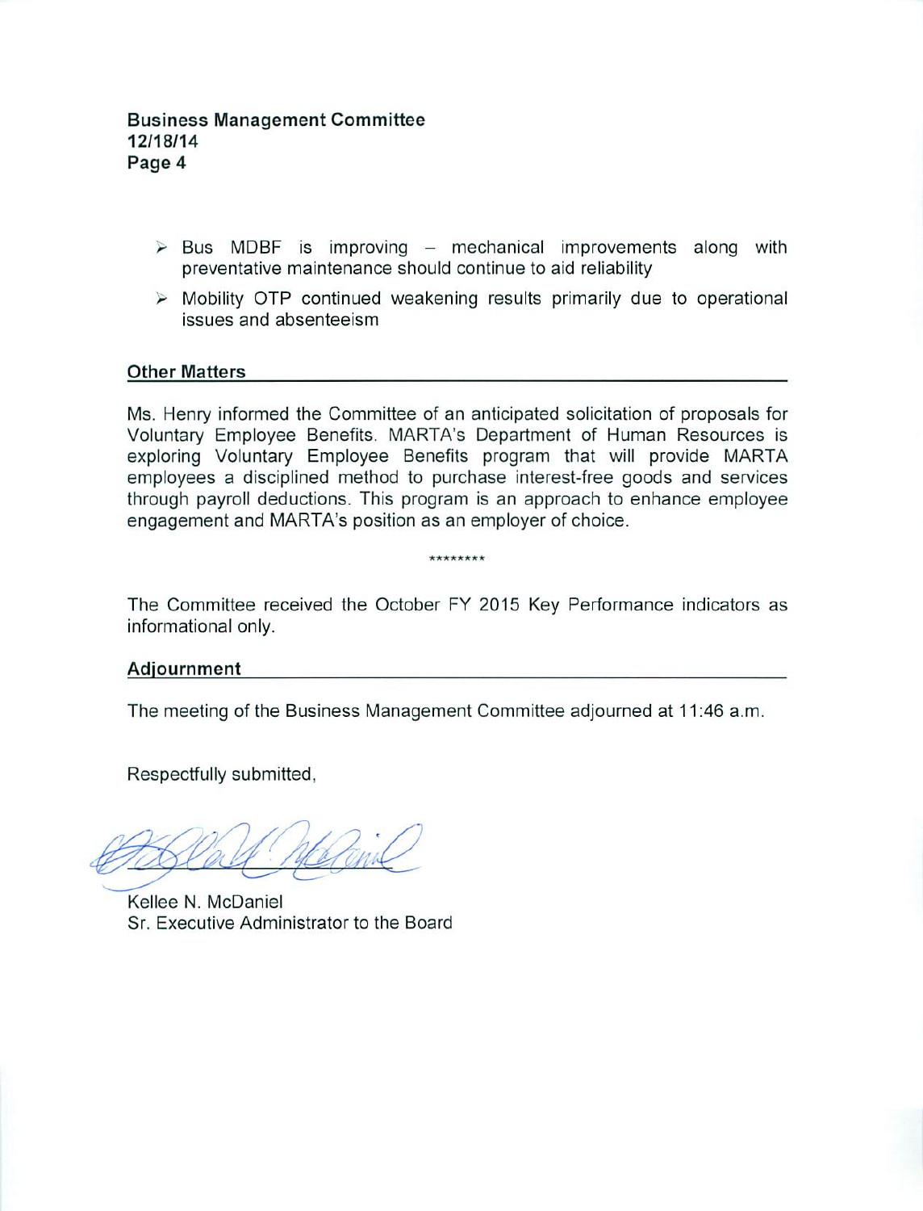- Bus MDBF is improving – mechanical improvements along with preventative maintenance should continue to aid reliability
- Mobility OTP continued weakening results primarily due to operational issues and absenteeism

## Other Matters

Ms. Henry informed the Committee of an anticipated solicitation of proposals for Voluntary Employee Benefits. MARTA's Department of Human Resources is exploring Voluntary Employee Benefits program that will provide MARTA employees a disciplined method to purchase interest-free goods and services through payroll deductions. This program is an approach to enhance employee engagement and MARTA's position as an employer of choice.

********

The Committee received the October FY 2015 Key Performance indicators as informational only.

## Adjournment

The meeting of the Business Management Committee adjourned at 11:46 a.m.

Respectfully submitted,

Kellee N. McDaniel
Sr. Executive Administrator to the Board